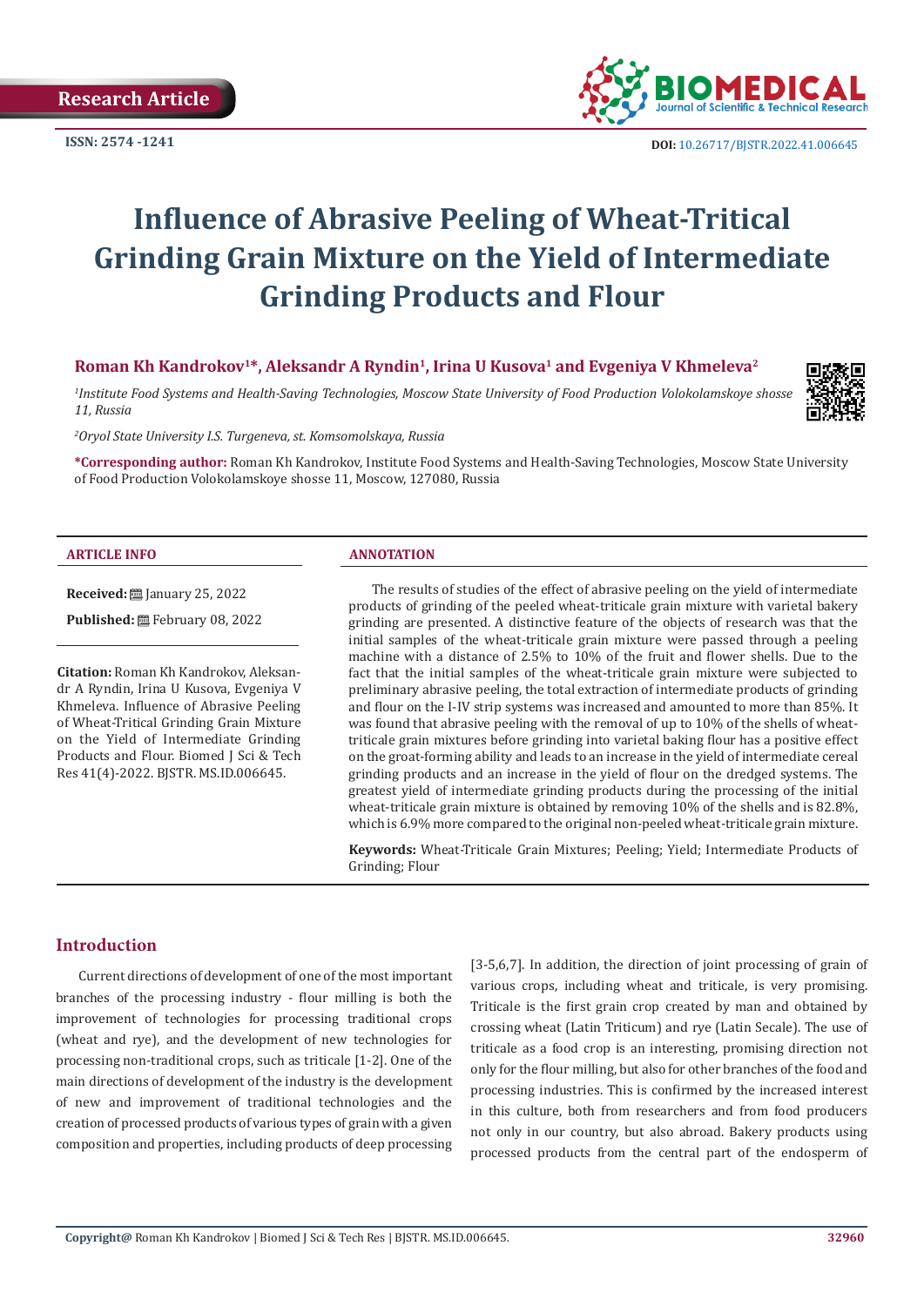Research Article

ISSN: 2574 -1241

DOI: 10.26717/BJSTR.2022.41.006645

# Influence of Abrasive Peeling of Wheat-Tritical Grinding Grain Mixture on the Yield of Intermediate Grinding Products and Flour

**Roman Kh Kandrokov[1]*, Aleksandr A Ryndin[1], Irina U Kusova[1] and Evgeniya V Khmeleva[2]**

*[1]Institute Food Systems and Health-Saving Technologies, Moscow State University of Food Production Volokolamskoye shosse 11, Russia*

*[2]Oryol State University I.S. Turgeneva, st. Komsomolskaya, Russia*

**\*Corresponding author:** Roman Kh Kandrokov, Institute Food Systems and Health-Saving Technologies, Moscow State University of Food Production Volokolamskoye shosse 11, Moscow, 127080, Russia

## ARTICLE INFO

**Received:** January 25, 2022

**Published:** February 08, 2022

**Citation:** Roman Kh Kandrokov, Aleksandr A Ryndin, Irina U Kusova, Evgeniya V Khmeleva. Influence of Abrasive Peeling of Wheat-Tritical Grinding Grain Mixture on the Yield of Intermediate Grinding Products and Flour. Biomed J Sci & Tech Res 41(4)-2022. BJSTR. MS.ID.006645.

## ANNOTATION

The results of studies of the effect of abrasive peeling on the yield of intermediate products of grinding of the peeled wheat-triticale grain mixture with varietal bakery grinding are presented. A distinctive feature of the objects of research was that the initial samples of the wheat-triticale grain mixture were passed through a peeling machine with a distance of 2.5% to 10% of the fruit and flower shells. Due to the fact that the initial samples of the wheat-triticale grain mixture were subjected to preliminary abrasive peeling, the total extraction of intermediate products of grinding and flour on the I-IV strip systems was increased and amounted to more than 85%. It was found that abrasive peeling with the removal of up to 10% of the shells of wheat-triticale grain mixtures before grinding into varietal baking flour has a positive effect on the groat-forming ability and leads to an increase in the yield of intermediate cereal grinding products and an increase in the yield of flour on the dredged systems. The greatest yield of intermediate grinding products during the processing of the initial wheat-triticale grain mixture is obtained by removing 10% of the shells and is 82.8%, which is 6.9% more compared to the original non-peeled wheat-triticale grain mixture.

**Keywords:** Wheat-Triticale Grain Mixtures; Peeling; Yield; Intermediate Products of Grinding; Flour

## Introduction

Current directions of development of one of the most important branches of the processing industry - flour milling is both the improvement of technologies for processing traditional crops (wheat and rye), and the development of new technologies for processing non-traditional crops, such as triticale [1-2]. One of the main directions of development of the industry is the development of new and improvement of traditional technologies and the creation of processed products of various types of grain with a given composition and properties, including products of deep processing [3-5,6,7]. In addition, the direction of joint processing of grain of various crops, including wheat and triticale, is very promising. Triticale is the first grain crop created by man and obtained by crossing wheat (Latin Triticum) and rye (Latin Secale). The use of triticale as a food crop is an interesting, promising direction not only for the flour milling, but also for other branches of the food and processing industries. This is confirmed by the increased interest in this culture, both from researchers and from food producers not only in our country, but also abroad. Bakery products using processed products from the central part of the endosperm of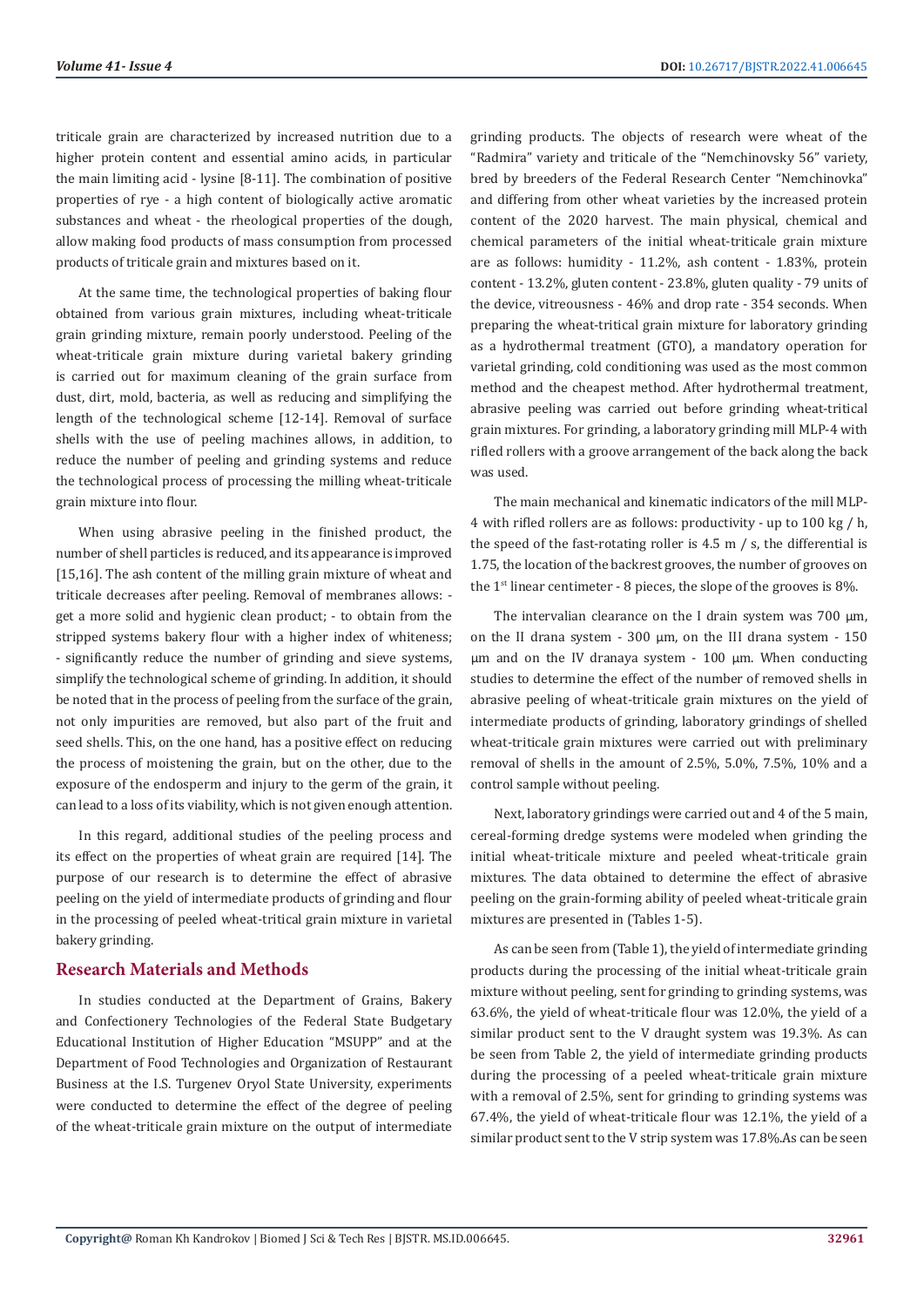triticale grain are characterized by increased nutrition due to a higher protein content and essential amino acids, in particular the main limiting acid - lysine [8-11]. The combination of positive properties of rye - a high content of biologically active aromatic substances and wheat - the rheological properties of the dough, allow making food products of mass consumption from processed products of triticale grain and mixtures based on it.

At the same time, the technological properties of baking flour obtained from various grain mixtures, including wheat-triticale grain grinding mixture, remain poorly understood. Peeling of the wheat-triticale grain mixture during varietal bakery grinding is carried out for maximum cleaning of the grain surface from dust, dirt, mold, bacteria, as well as reducing and simplifying the length of the technological scheme [12-14]. Removal of surface shells with the use of peeling machines allows, in addition, to reduce the number of peeling and grinding systems and reduce the technological process of processing the milling wheat-triticale grain mixture into flour.

When using abrasive peeling in the finished product, the number of shell particles is reduced, and its appearance is improved [15,16]. The ash content of the milling grain mixture of wheat and triticale decreases after peeling. Removal of membranes allows: - get a more solid and hygienic clean product; - to obtain from the stripped systems bakery flour with a higher index of whiteness; - significantly reduce the number of grinding and sieve systems, simplify the technological scheme of grinding. In addition, it should be noted that in the process of peeling from the surface of the grain, not only impurities are removed, but also part of the fruit and seed shells. This, on the one hand, has a positive effect on reducing the process of moistening the grain, but on the other, due to the exposure of the endosperm and injury to the germ of the grain, it can lead to a loss of its viability, which is not given enough attention.

In this regard, additional studies of the peeling process and its effect on the properties of wheat grain are required [14]. The purpose of our research is to determine the effect of abrasive peeling on the yield of intermediate products of grinding and flour in the processing of peeled wheat-tritical grain mixture in varietal bakery grinding.

## Research Materials and Methods

In studies conducted at the Department of Grains, Bakery and Confectionery Technologies of the Federal State Budgetary Educational Institution of Higher Education "MSUPP" and at the Department of Food Technologies and Organization of Restaurant Business at the I.S. Turgenev Oryol State University, experiments were conducted to determine the effect of the degree of peeling of the wheat-triticale grain mixture on the output of intermediate grinding products. The objects of research were wheat of the "Radmira" variety and triticale of the "Nemchinovsky 56" variety, bred by breeders of the Federal Research Center "Nemchinovka" and differing from other wheat varieties by the increased protein content of the 2020 harvest. The main physical, chemical and chemical parameters of the initial wheat-triticale grain mixture are as follows: humidity - 11.2%, ash content - 1.83%, protein content - 13.2%, gluten content - 23.8%, gluten quality - 79 units of the device, vitreousness - 46% and drop rate - 354 seconds. When preparing the wheat-tritical grain mixture for laboratory grinding as a hydrothermal treatment (GTO), a mandatory operation for varietal grinding, cold conditioning was used as the most common method and the cheapest method. After hydrothermal treatment, abrasive peeling was carried out before grinding wheat-tritical grain mixtures. For grinding, a laboratory grinding mill MLP-4 with rifled rollers with a groove arrangement of the back along the back was used.

The main mechanical and kinematic indicators of the mill MLP-4 with rifled rollers are as follows: productivity - up to 100 kg / h, the speed of the fast-rotating roller is 4.5 m / s, the differential is 1.75, the location of the backrest grooves, the number of grooves on the 1st linear centimeter - 8 pieces, the slope of the grooves is 8%.

The intervalian clearance on the I drain system was 700 μm, on the II drana system - 300 μm, on the III drana system - 150 μm and on the IV dranaya system - 100 μm. When conducting studies to determine the effect of the number of removed shells in abrasive peeling of wheat-triticale grain mixtures on the yield of intermediate products of grinding, laboratory grindings of shelled wheat-triticale grain mixtures were carried out with preliminary removal of shells in the amount of 2.5%, 5.0%, 7.5%, 10% and a control sample without peeling.

Next, laboratory grindings were carried out and 4 of the 5 main, cereal-forming dredge systems were modeled when grinding the initial wheat-triticale mixture and peeled wheat-triticale grain mixtures. The data obtained to determine the effect of abrasive peeling on the grain-forming ability of peeled wheat-triticale grain mixtures are presented in (Tables 1-5).

As can be seen from (Table 1), the yield of intermediate grinding products during the processing of the initial wheat-triticale grain mixture without peeling, sent for grinding to grinding systems, was 63.6%, the yield of wheat-triticale flour was 12.0%, the yield of a similar product sent to the V draught system was 19.3%. As can be seen from Table 2, the yield of intermediate grinding products during the processing of a peeled wheat-triticale grain mixture with a removal of 2.5%, sent for grinding to grinding systems was 67.4%, the yield of wheat-triticale flour was 12.1%, the yield of a similar product sent to the V strip system was 17.8%.As can be seen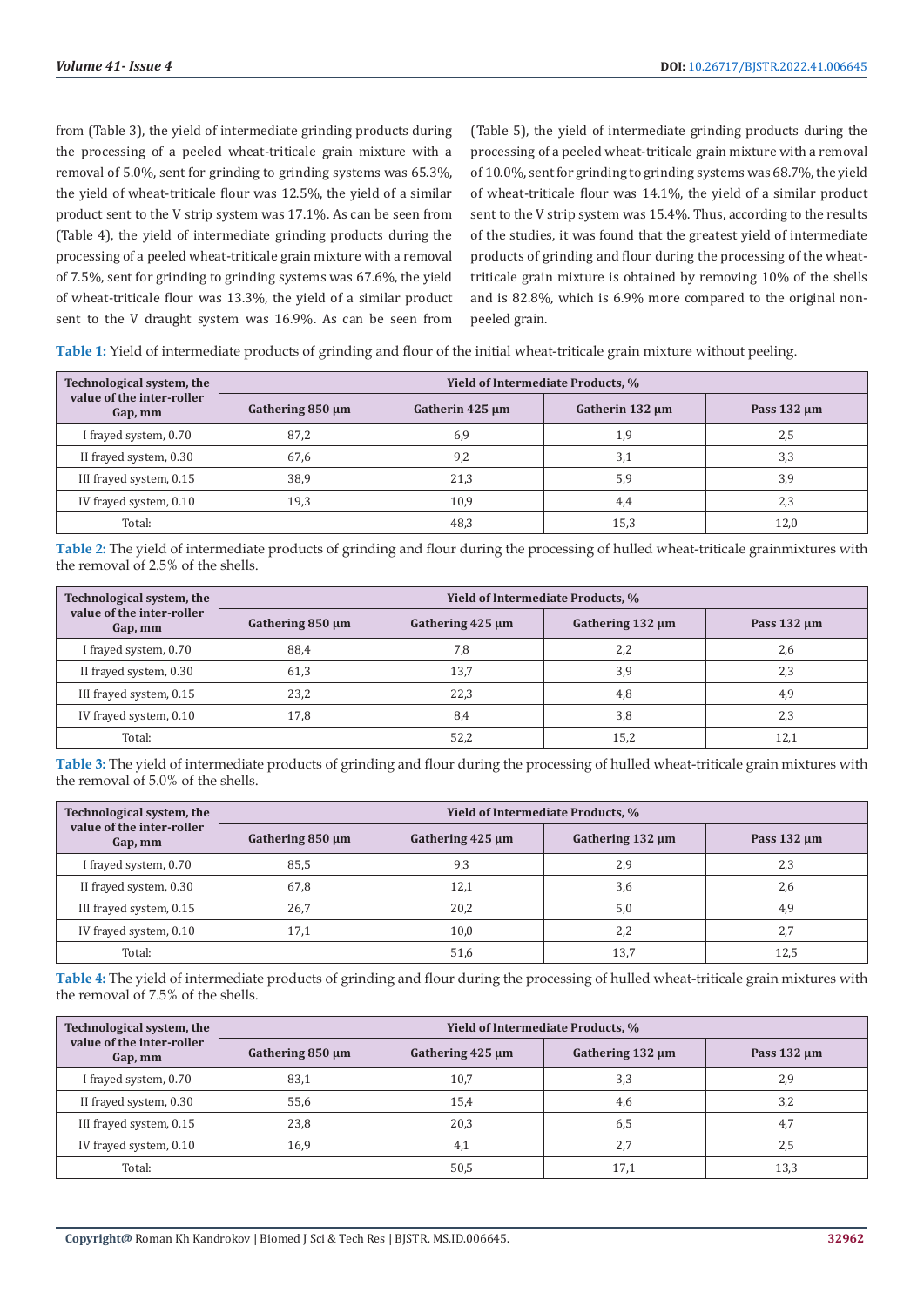from (Table 3), the yield of intermediate grinding products during the processing of a peeled wheat-triticale grain mixture with a removal of 5.0%, sent for grinding to grinding systems was 65.3%, the yield of wheat-triticale flour was 12.5%, the yield of a similar product sent to the V strip system was 17.1%. As can be seen from (Table 4), the yield of intermediate grinding products during the processing of a peeled wheat-triticale grain mixture with a removal of 7.5%, sent for grinding to grinding systems was 67.6%, the yield of wheat-triticale flour was 13.3%, the yield of a similar product sent to the V draught system was 16.9%. As can be seen from (Table 5), the yield of intermediate grinding products during the processing of a peeled wheat-triticale grain mixture with a removal of 10.0%, sent for grinding to grinding systems was 68.7%, the yield of wheat-triticale flour was 14.1%, the yield of a similar product sent to the V strip system was 15.4%. Thus, according to the results of the studies, it was found that the greatest yield of intermediate products of grinding and flour during the processing of the wheat-triticale grain mixture is obtained by removing 10% of the shells and is 82.8%, which is 6.9% more compared to the original non-peeled grain.

**Table 1:** Yield of intermediate products of grinding and flour of the initial wheat-triticale grain mixture without peeling.

| Technological system, the value of the inter-roller Gap, mm | Yield of Intermediate Products, % | | | |
|---|---|---|---|---|
| | Gathering 850 µm | Gatherin 425 µm | Gatherin 132 µm | Pass 132 µm |
| I frayed system, 0.70 | 87,2 | 6,9 | 1,9 | 2,5 |
| II frayed system, 0.30 | 67,6 | 9,2 | 3,1 | 3,3 |
| III frayed system, 0.15 | 38,9 | 21,3 | 5,9 | 3,9 |
| IV frayed system, 0.10 | 19,3 | 10,9 | 4,4 | 2,3 |
| Total: | | 48,3 | 15,3 | 12,0 |

**Table 2:** The yield of intermediate products of grinding and flour during the processing of hulled wheat-triticale grainmixtures with the removal of 2.5% of the shells.

| Technological system, the value of the inter-roller Gap, mm | Yield of Intermediate Products, % | | | |
|---|---|---|---|---|
| | Gathering 850 µm | Gathering 425 µm | Gathering 132 µm | Pass 132 µm |
| I frayed system, 0.70 | 88,4 | 7,8 | 2,2 | 2,6 |
| II frayed system, 0.30 | 61,3 | 13,7 | 3,9 | 2,3 |
| III frayed system, 0.15 | 23,2 | 22,3 | 4,8 | 4,9 |
| IV frayed system, 0.10 | 17,8 | 8,4 | 3,8 | 2,3 |
| Total: | | 52,2 | 15,2 | 12,1 |

**Table 3:** The yield of intermediate products of grinding and flour during the processing of hulled wheat-triticale grain mixtures with the removal of 5.0% of the shells.

| Technological system, the value of the inter-roller Gap, mm | Yield of Intermediate Products, % | | | |
|---|---|---|---|---|
| | Gathering 850 µm | Gathering 425 µm | Gathering 132 µm | Pass 132 µm |
| I frayed system, 0.70 | 85,5 | 9,3 | 2,9 | 2,3 |
| II frayed system, 0.30 | 67,8 | 12,1 | 3,6 | 2,6 |
| III frayed system, 0.15 | 26,7 | 20,2 | 5,0 | 4,9 |
| IV frayed system, 0.10 | 17,1 | 10,0 | 2,2 | 2,7 |
| Total: | | 51,6 | 13,7 | 12,5 |

**Table 4:** The yield of intermediate products of grinding and flour during the processing of hulled wheat-triticale grain mixtures with the removal of 7.5% of the shells.

| Technological system, the value of the inter-roller Gap, mm | Yield of Intermediate Products, % | | | |
|---|---|---|---|---|
| | Gathering 850 µm | Gathering 425 µm | Gathering 132 µm | Pass 132 µm |
| I frayed system, 0.70 | 83,1 | 10,7 | 3,3 | 2,9 |
| II frayed system, 0.30 | 55,6 | 15,4 | 4,6 | 3,2 |
| III frayed system, 0.15 | 23,8 | 20,3 | 6,5 | 4,7 |
| IV frayed system, 0.10 | 16,9 | 4,1 | 2,7 | 2,5 |
| Total: | | 50,5 | 17,1 | 13,3 |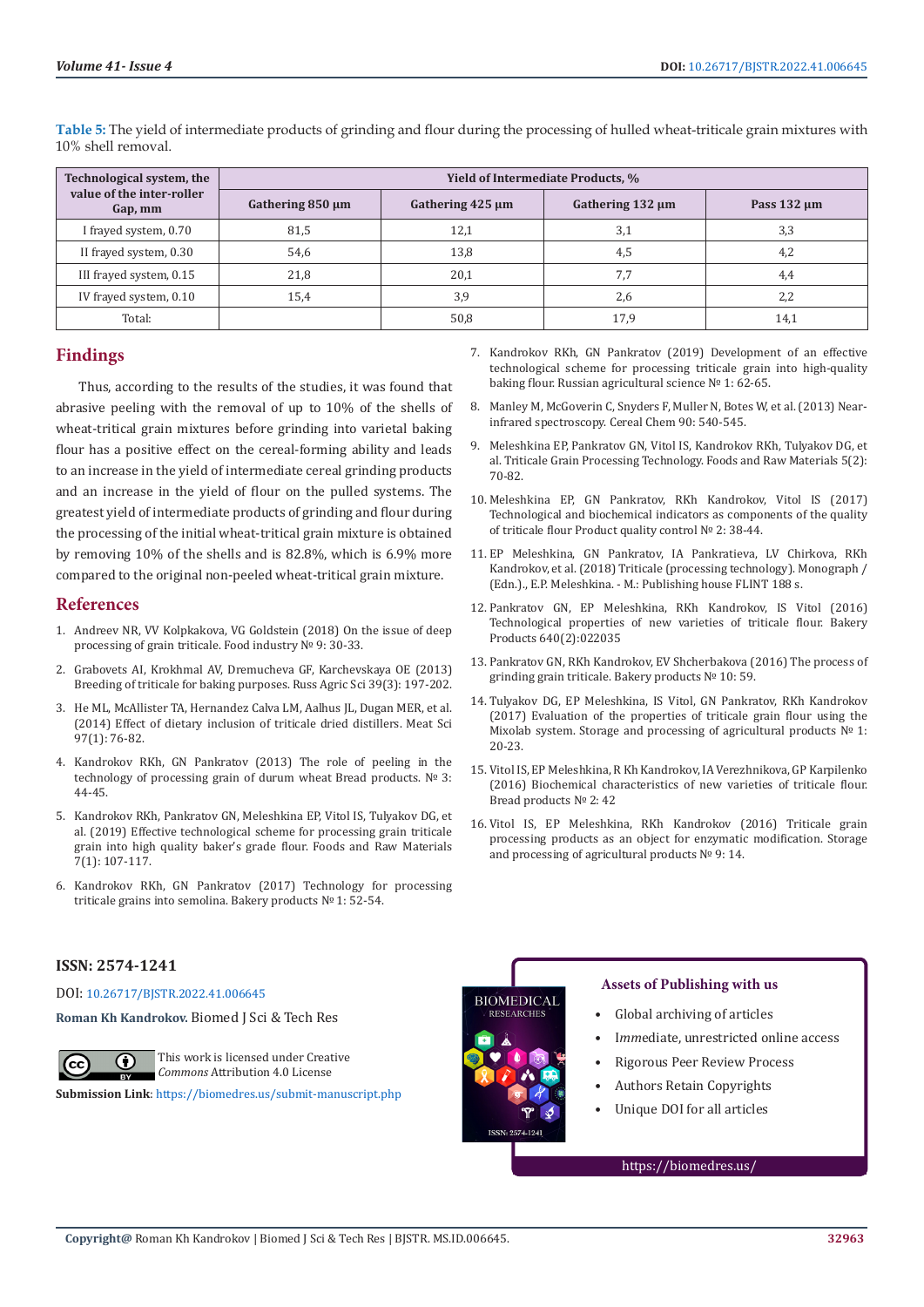**Table 5:** The yield of intermediate products of grinding and flour during the processing of hulled wheat-triticale grain mixtures with 10% shell removal.

| Technological system, the value of the inter-roller Gap, mm | Yield of Intermediate Products, % | | | |
|---|---|---|---|---|
| | Gathering 850 µm | Gathering 425 µm | Gathering 132 µm | Pass 132 µm |
| I frayed system, 0.70 | 81,5 | 12,1 | 3,1 | 3,3 |
| II frayed system, 0.30 | 54,6 | 13,8 | 4,5 | 4,2 |
| III frayed system, 0.15 | 21,8 | 20,1 | 7,7 | 4,4 |
| IV frayed system, 0.10 | 15,4 | 3,9 | 2,6 | 2,2 |
| Total: | | 50,8 | 17,9 | 14,1 |

## Findings

Thus, according to the results of the studies, it was found that abrasive peeling with the removal of up to 10% of the shells of wheat-tritical grain mixtures before grinding into varietal baking flour has a positive effect on the cereal-forming ability and leads to an increase in the yield of intermediate cereal grinding products and an increase in the yield of flour on the pulled systems. The greatest yield of intermediate products of grinding and flour during the processing of the initial wheat-tritical grain mixture is obtained by removing 10% of the shells and is 82.8%, which is 6.9% more compared to the original non-peeled wheat-tritical grain mixture.

## References

1. Andreev NR, VV Kolpkakova, VG Goldstein (2018) On the issue of deep processing of grain triticale. Food industry № 9: 30-33.
2. Grabovets AI, Krokhmal AV, Dremucheva GF, Karchevskaya OE (2013) Breeding of triticale for baking purposes. Russ Agric Sci 39(3): 197-202.
3. He ML, McAllister TA, Hernandez Calva LM, Aalhus JL, Dugan MER, et al. (2014) Effect of dietary inclusion of triticale dried distillers. Meat Sci 97(1): 76-82.
4. Kandrokov RKh, GN Pankratov (2013) The role of peeling in the technology of processing grain of durum wheat Bread products. № 3: 44-45.
5. Kandrokov RKh, Pankratov GN, Meleshkina EP, Vitol IS, Tulyakov DG, et al. (2019) Effective technological scheme for processing grain triticale grain into high quality baker's grade flour. Foods and Raw Materials 7(1): 107-117.
6. Kandrokov RKh, GN Pankratov (2017) Technology for processing triticale grains into semolina. Bakery products № 1: 52-54.
7. Kandrokov RKh, GN Pankratov (2019) Development of an effective technological scheme for processing triticale grain into high-quality baking flour. Russian agricultural science № 1: 62-65.
8. Manley M, McGoverin C, Snyders F, Muller N, Botes W, et al. (2013) Near-infrared spectroscopy. Cereal Chem 90: 540-545.
9. Meleshkina EP, Pankratov GN, Vitol IS, Kandrokov RKh, Tulyakov DG, et al. Triticale Grain Processing Technology. Foods and Raw Materials 5(2): 70-82.
10. Meleshkina EP, GN Pankratov, RKh Kandrokov, Vitol IS (2017) Technological and biochemical indicators as components of the quality of triticale flour Product quality control № 2: 38-44.
11. EP Meleshkina, GN Pankratov, IA Pankratieva, LV Chirkova, RKh Kandrokov, et al. (2018) Triticale (processing technology). Monograph / (Edn.)., E.P. Meleshkina. - M.: Publishing house FLINT 188 s.
12. Pankratov GN, EP Meleshkina, RKh Kandrokov, IS Vitol (2016) Technological properties of new varieties of triticale flour. Bakery Products 640(2):022035
13. Pankratov GN, RKh Kandrokov, EV Shcherbakova (2016) The process of grinding grain triticale. Bakery products № 10: 59.
14. Tulyakov DG, EP Meleshkina, IS Vitol, GN Pankratov, RKh Kandrokov (2017) Evaluation of the properties of triticale grain flour using the Mixolab system. Storage and processing of agricultural products № 1: 20-23.
15. Vitol IS, EP Meleshkina, R Kh Kandrokov, IA Verezhnikova, GP Karpilenko (2016) Biochemical characteristics of new varieties of triticale flour. Bread products № 2: 42
16. Vitol IS, EP Meleshkina, RKh Kandrokov (2016) Triticale grain processing products as an object for enzymatic modification. Storage and processing of agricultural products № 9: 14.

**ISSN: 2574-1241**

DOI: 10.26717/BJSTR.2022.41.006645

**Roman Kh Kandrokov.** Biomed J Sci & Tech Res

This work is licensed under Creative *Commons* Attribution 4.0 License

**Submission Link**: https://biomedres.us/submit-manuscript.php

**Assets of Publishing with us**

- Global archiving of articles
- Immediate, unrestricted online access
- Rigorous Peer Review Process
- Authors Retain Copyrights
- Unique DOI for all articles

https://biomedres.us/